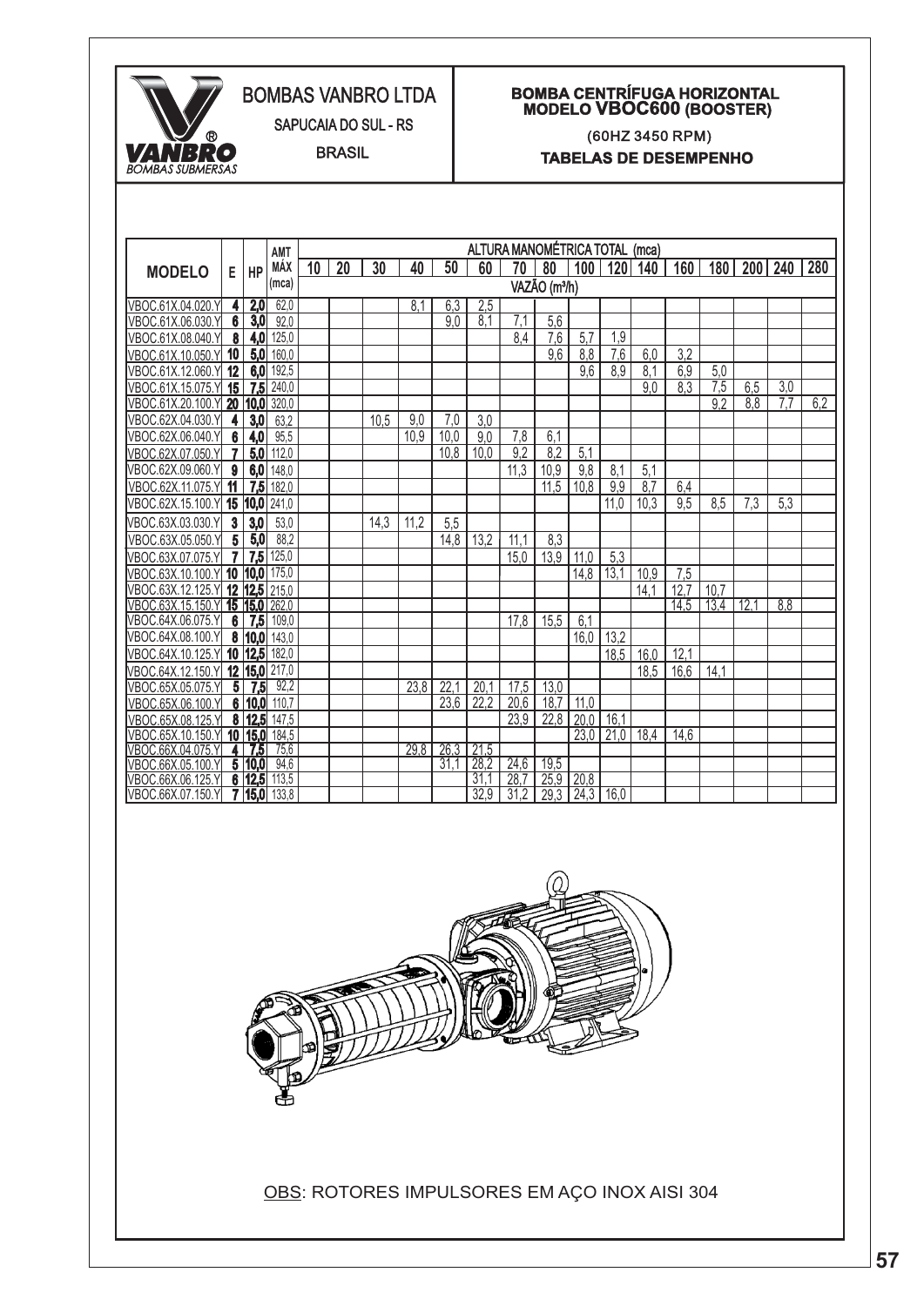# BOMBAS VANBRO LTDA

SAPUCAIA DO SUL - RS

BRASIL

## BOMBA CENTRÍFUGA HORIZONTAL MODELO VBOC600 (BOOSTER)

(60HZ 3450 RPM)

### TABELAS DE DESEMPENHO

| MODELO | E | HP | AMT MÁX (mca) | ALTURA MANOMÉTRICA TOTAL (mca) | | | | | | | | | | | | | | | |
|---|---|---|---|---|---|---|---|---|---|---|---|---|---|---|---|---|---|---|---|
| | | | | 10 | 20 | 30 | 40 | 50 | 60 | 70 | 80 | 100 | 120 | 140 | 160 | 180 | 200 | 240 | 280 |
| | | | | VAZÃO (m³/h) | | | | | | | | | | | | | | | |
| VBOC.61X.04.020.Y | 4 | 2,0 | 62,0 | | | | 8,1 | 6,3 | 2,5 | | | | | | | | | | |
| VBOC.61X.06.030.Y | 6 | 3,0 | 92,0 | | | | | 9,0 | 8,1 | 7,1 | 5,6 | | | | | | | | |
| VBOC.61X.08.040.Y | 8 | 4,0 | 125,0 | | | | | | | 8,4 | 7,6 | 5,7 | 1,9 | | | | | | |
| VBOC.61X.10.050.Y | 10 | 5,0 | 160,0 | | | | | | | | 9,6 | 8,8 | 7,6 | 6,0 | 3,2 | | | | |
| VBOC.61X.12.060.Y | 12 | 6,0 | 192,5 | | | | | | | | | 9,6 | 8,9 | 8,1 | 6,9 | 5,0 | | | |
| VBOC.61X.15.075.Y | 15 | 7,5 | 240,0 | | | | | | | | | | | 9,0 | 8,3 | 7,5 | 6,5 | 3,0 | |
| VBOC.61X.20.100.Y | 20 | 10,0 | 320,0 | | | | | | | | | | | | | 9,2 | 8,8 | 7,7 | 6,2 |
| VBOC.62X.04.030.Y | 4 | 3,0 | 63,2 | | | 10,5 | 9,0 | 7,0 | 3,0 | | | | | | | | | | |
| VBOC.62X.06.040.Y | 6 | 4,0 | 95,5 | | | | 10,9 | 10,0 | 9,0 | 7,8 | 6,1 | | | | | | | | |
| VBOC.62X.07.050.Y | 7 | 5,0 | 112,0 | | | | | 10,8 | 10,0 | 9,2 | 8,2 | 5,1 | | | | | | | |
| VBOC.62X.09.060.Y | 9 | 6,0 | 148,0 | | | | | | | 11,3 | 10,9 | 9,8 | 8,1 | 5,1 | | | | | |
| VBOC.62X.11.075.Y | 11 | 7,5 | 182,0 | | | | | | | | 11,5 | 10,8 | 9,9 | 8,7 | 6,4 | | | | |
| VBOC.62X.15.100.Y | 15 | 10,0 | 241,0 | | | | | | | | | | 11,0 | 10,3 | 9,5 | 8,5 | 7,3 | 5,3 | |
| VBOC.63X.03.030.Y | 3 | 3,0 | 53,0 | | | 14,3 | 11,2 | 5,5 | | | | | | | | | | | |
| VBOC.63X.05.050.Y | 5 | 5,0 | 88,2 | | | | | 14,8 | 13,2 | 11,1 | 8,3 | | | | | | | | |
| VBOC.63X.07.075.Y | 7 | 7,5 | 125,0 | | | | | | | 15,0 | 13,9 | 11,0 | 5,3 | | | | | | |
| VBOC.63X.10.100.Y | 10 | 10,0 | 175,0 | | | | | | | | | 14,8 | 13,1 | 10,9 | 7,5 | | | | |
| VBOC.63X.12.125.Y | 12 | 12,5 | 215,0 | | | | | | | | | | | 14,1 | 12,7 | 10,7 | | | |
| VBOC.63X.15.150.Y | 15 | 15,0 | 262,0 | | | | | | | | | | | | 14,5 | 13,4 | 12,1 | 8,8 | |
| VBOC.64X.06.075.Y | 6 | 7,5 | 109,0 | | | | | | | 17,8 | 15,5 | 6,1 | | | | | | | |
| VBOC.64X.08.100.Y | 8 | 10,0 | 143,0 | | | | | | | | | 16,0 | 13,2 | | | | | | |
| VBOC.64X.10.125.Y | 10 | 12,5 | 182,0 | | | | | | | | | | 18,5 | 16,0 | 12,1 | | | | |
| VBOC.64X.12.150.Y | 12 | 15,0 | 217,0 | | | | | | | | | | | 18,5 | 16,6 | 14,1 | | | |
| VBOC.65X.05.075.Y | 5 | 7,5 | 92,2 | | | | 23,8 | 22,1 | 20,1 | 17,5 | 13,0 | | | | | | | | |
| VBOC.65X.06.100.Y | 6 | 10,0 | 110,7 | | | | | 23,6 | 22,2 | 20,6 | 18,7 | 11,0 | | | | | | | |
| VBOC.65X.08.125.Y | 8 | 12,5 | 147,5 | | | | | | | 23,9 | 22,8 | 20,0 | 16,1 | | | | | | |
| VBOC.65X.10.150.Y | 10 | 15,0 | 184,5 | | | | | | | | | 23,0 | 21,0 | 18,4 | 14,6 | | | | |
| VBOC.66X.04.075.Y | 4 | 7,5 | 75,6 | | | | 29,8 | 26,3 | 21,5 | | | | | | | | | | |
| VBOC.66X.05.100.Y | 5 | 10,0 | 94,6 | | | | | 31,1 | 28,2 | 24,6 | 19,5 | | | | | | | | |
| VBOC.66X.06.125.Y | 6 | 12,5 | 113,5 | | | | | | 31,1 | 28,7 | 25,9 | 20,8 | | | | | | | |
| VBOC.66X.07.150.Y | 7 | 15,0 | 133,8 | | | | | | 32,9 | 31,2 | 29,3 | 24,3 | 16,0 | | | | | | |

OBS: ROTORES IMPULSORES EM AÇO INOX AISI 304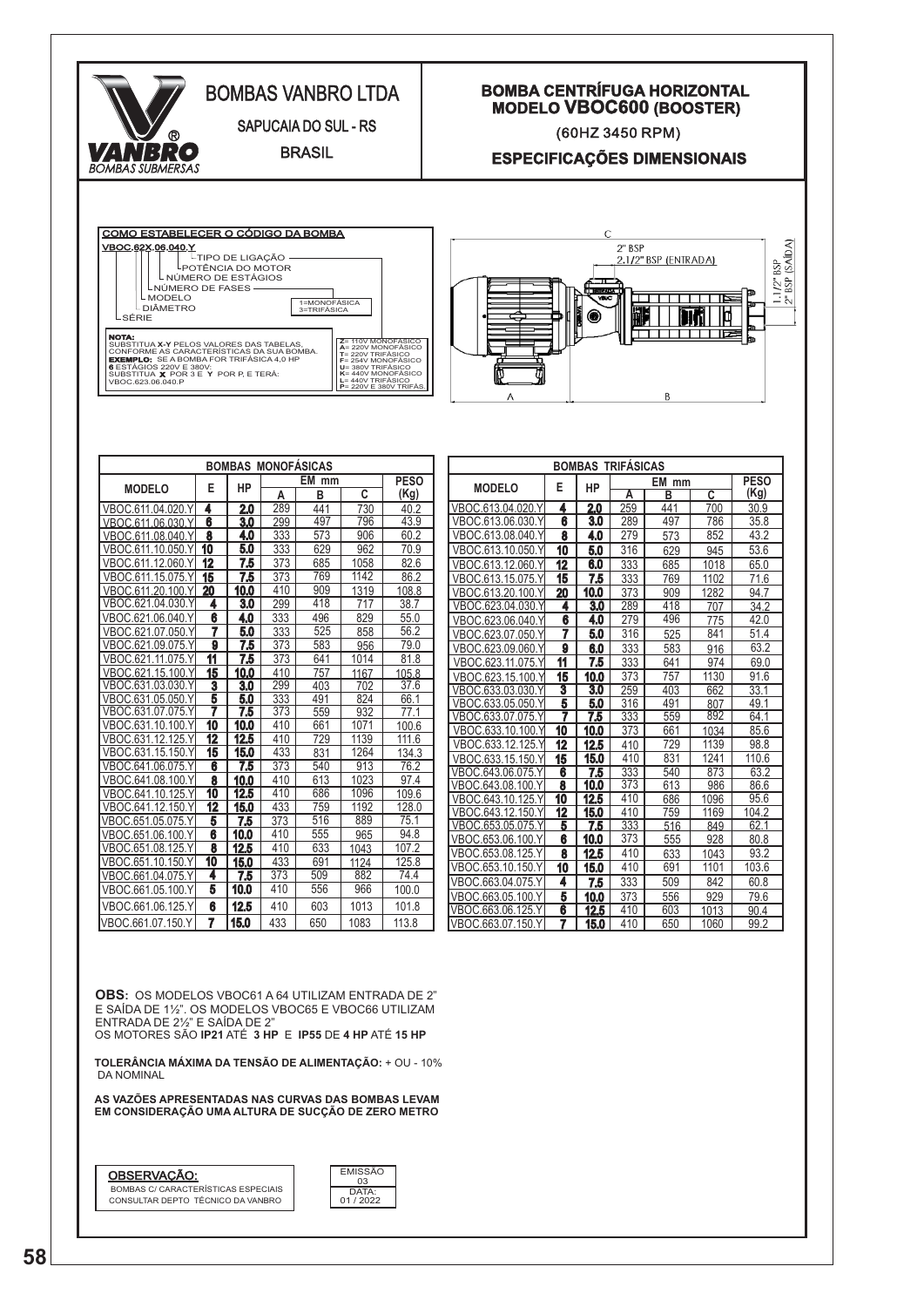# BOMBAS VANBRO LTDA

SAPUCAIA DO SUL - RS

BRASIL

VANBRO®
BOMBAS SUBMERSAS

## BOMBA CENTRÍFUGA HORIZONTAL MODELO VBOC600 (BOOSTER)

(60HZ 3450 RPM)

## ESPECIFICAÇÕES DIMENSIONAIS

### COMO ESTABELECER O CÓDIGO DA BOMBA

VBOC.62X.06.040.Y

- TIPO DE LIGAÇÃO
- POTÊNCIA DO MOTOR
- NÚMERO DE ESTÁGIOS
- NÚMERO DE FASES (1=MONOFÁSICA, 3=TRIFÁSICA)
- MODELO
- DIÂMETRO
- SÉRIE

**NOTA:** SUBSTITUA **X-Y** PELOS VALORES DAS TABELAS, CONFORME AS CARACTERÍSTICAS DA SUA BOMBA.
**EXEMPLO:** SE A BOMBA FOR TRIFÁSICA 4,0 HP **6** ESTÁGIOS 220V E 380V: SUBSTITUA **X** POR 3 E **Y** POR P, E TERÁ: VBOC.623.06.040.P

Z= 110V MONOFÁSICO
A= 220V MONOFÁSICO
T= 220V TRIFÁSICO
F= 254V MONOFÁSICO
U= 380V TRIFÁSICO
K= 440V MONOFÁSICO
L= 440V TRIFÁSICO
P= 220V E 380V TRIFÁS.

C
2" BSP
2.1/2" BSP (ENTRADA)
1.1/2" BSP
2" BSP (SAÍDA)
A
B

### BOMBAS MONOFÁSICAS

| MODELO | E | HP | EM mm | | | PESO (Kg) |
|---|---|---|---|---|---|---|
| | | | A | B | C | |
| VBOC.611.04.020.Y | 4 | 2.0 | 289 | 441 | 730 | 40.2 |
| VBOC.611.06.030.Y | 6 | 3.0 | 299 | 497 | 796 | 43.9 |
| VBOC.611.08.040.Y | 8 | 4.0 | 333 | 573 | 906 | 60.2 |
| VBOC.611.10.050.Y | 10 | 5.0 | 333 | 629 | 962 | 70.9 |
| VBOC.611.12.060.Y | 12 | 7.5 | 373 | 685 | 1058 | 82.6 |
| VBOC.611.15.075.Y | 15 | 7.5 | 373 | 769 | 1142 | 86.2 |
| VBOC.611.20.100.Y | 20 | 10.0 | 410 | 909 | 1319 | 108.8 |
| VBOC.621.04.030.Y | 4 | 3.0 | 299 | 418 | 717 | 38.7 |
| VBOC.621.06.040.Y | 6 | 4.0 | 333 | 496 | 829 | 55.0 |
| VBOC.621.07.050.Y | 7 | 5.0 | 333 | 525 | 858 | 56.2 |
| VBOC.621.09.075.Y | 9 | 7.5 | 373 | 583 | 956 | 79.0 |
| VBOC.621.11.075.Y | 11 | 7.5 | 373 | 641 | 1014 | 81.8 |
| VBOC.621.15.100.Y | 15 | 10.0 | 410 | 757 | 1167 | 105.8 |
| VBOC.631.03.030.Y | 3 | 3.0 | 299 | 403 | 702 | 37.6 |
| VBOC.631.05.050.Y | 5 | 5.0 | 333 | 491 | 824 | 66.1 |
| VBOC.631.07.075.Y | 7 | 7.5 | 373 | 559 | 932 | 77.1 |
| VBOC.631.10.100.Y | 10 | 10.0 | 410 | 661 | 1071 | 100.6 |
| VBOC.631.12.125.Y | 12 | 12.5 | 410 | 729 | 1139 | 111.6 |
| VBOC.631.15.150.Y | 15 | 15.0 | 433 | 831 | 1264 | 134.3 |
| VBOC.641.06.075.Y | 6 | 7.5 | 373 | 540 | 913 | 76.2 |
| VBOC.641.08.100.Y | 8 | 10.0 | 410 | 613 | 1023 | 97.4 |
| VBOC.641.10.125.Y | 10 | 12.5 | 410 | 686 | 1096 | 109.6 |
| VBOC.641.12.150.Y | 12 | 15.0 | 433 | 759 | 1192 | 128.0 |
| VBOC.651.05.075.Y | 5 | 7.5 | 373 | 516 | 889 | 75.1 |
| VBOC.651.06.100.Y | 6 | 10.0 | 410 | 555 | 965 | 94.8 |
| VBOC.651.08.125.Y | 8 | 12.5 | 410 | 633 | 1043 | 107.2 |
| VBOC.651.10.150.Y | 10 | 15.0 | 433 | 691 | 1124 | 125.8 |
| VBOC.661.04.075.Y | 4 | 7.5 | 373 | 509 | 882 | 74.4 |
| VBOC.661.05.100.Y | 5 | 10.0 | 410 | 556 | 966 | 100.0 |
| VBOC.661.06.125.Y | 6 | 12.5 | 410 | 603 | 1013 | 101.8 |
| VBOC.661.07.150.Y | 7 | 15.0 | 433 | 650 | 1083 | 113.8 |

### BOMBAS TRIFÁSICAS

| MODELO | E | HP | EM mm | | | PESO (Kg) |
|---|---|---|---|---|---|---|
| | | | A | B | C | |
| VBOC.613.04.020.Y | 4 | 2.0 | 259 | 441 | 700 | 30.9 |
| VBOC.613.06.030.Y | 6 | 3.0 | 289 | 497 | 786 | 35.8 |
| VBOC.613.08.040.Y | 8 | 4.0 | 279 | 573 | 852 | 43.2 |
| VBOC.613.10.050.Y | 10 | 5.0 | 316 | 629 | 945 | 53.6 |
| VBOC.613.12.060.Y | 12 | 6.0 | 333 | 685 | 1018 | 65.0 |
| VBOC.613.15.075.Y | 15 | 7.5 | 333 | 769 | 1102 | 71.6 |
| VBOC.613.20.100.Y | 20 | 10.0 | 373 | 909 | 1282 | 94.7 |
| VBOC.623.04.030.Y | 4 | 3.0 | 289 | 418 | 707 | 34.2 |
| VBOC.623.06.040.Y | 6 | 4.0 | 279 | 496 | 775 | 42.0 |
| VBOC.623.07.050.Y | 7 | 5.0 | 316 | 525 | 841 | 51.4 |
| VBOC.623.09.060.Y | 9 | 6.0 | 333 | 583 | 916 | 63.2 |
| VBOC.623.11.075.Y | 11 | 7.5 | 333 | 641 | 974 | 69.0 |
| VBOC.623.15.100.Y | 15 | 10.0 | 373 | 757 | 1130 | 91.6 |
| VBOC.633.03.030.Y | 3 | 3.0 | 259 | 403 | 662 | 33.1 |
| VBOC.633.05.050.Y | 5 | 5.0 | 316 | 491 | 807 | 49.1 |
| VBOC.633.07.075.Y | 7 | 7.5 | 333 | 559 | 892 | 64.1 |
| VBOC.633.10.100.Y | 10 | 10.0 | 373 | 661 | 1034 | 85.6 |
| VBOC.633.12.125.Y | 12 | 12.5 | 410 | 729 | 1139 | 98.8 |
| VBOC.633.15.150.Y | 15 | 15.0 | 410 | 831 | 1241 | 110.6 |
| VBOC.643.06.075.Y | 6 | 7.5 | 333 | 540 | 873 | 63.2 |
| VBOC.643.08.100.Y | 8 | 10.0 | 373 | 613 | 986 | 86.6 |
| VBOC.643.10.125.Y | 10 | 12.5 | 410 | 686 | 1096 | 95.6 |
| VBOC.643.12.150.Y | 12 | 15.0 | 410 | 759 | 1169 | 104.2 |
| VBOC.653.05.075.Y | 5 | 7.5 | 333 | 516 | 849 | 62.1 |
| VBOC.653.06.100.Y | 6 | 10.0 | 373 | 555 | 928 | 80.8 |
| VBOC.653.08.125.Y | 8 | 12.5 | 410 | 633 | 1043 | 93.2 |
| VBOC.653.10.150.Y | 10 | 15.0 | 410 | 691 | 1101 | 103.6 |
| VBOC.663.04.075.Y | 4 | 7.5 | 333 | 509 | 842 | 60.8 |
| VBOC.663.05.100.Y | 5 | 10.0 | 373 | 556 | 929 | 79.6 |
| VBOC.663.06.125.Y | 6 | 12.5 | 410 | 603 | 1013 | 90.4 |
| VBOC.663.07.150.Y | 7 | 15.0 | 410 | 650 | 1060 | 99.2 |

**OBS:** OS MODELOS VBOC61 A 64 UTILIZAM ENTRADA DE 2" E SAÍDA DE 1½". OS MODELOS VBOC65 E VBOC66 UTILIZAM ENTRADA DE 2½" E SAÍDA DE 2"
OS MOTORES SÃO **IP21** ATÉ **3 HP** E **IP55** DE **4 HP** ATÉ **15 HP**

**TOLERÂNCIA MÁXIMA DA TENSÃO DE ALIMENTAÇÃO:** + OU - 10% DA NOMINAL

**AS VAZÕES APRESENTADAS NAS CURVAS DAS BOMBAS LEVAM EM CONSIDERAÇÃO UMA ALTURA DE SUCÇÃO DE ZERO METRO**

**OBSERVAÇÃO:**
BOMBAS C/ CARACTERÍSTICAS ESPECIAIS CONSULTAR DEPTO TÉCNICO DA VANBRO

EMISSÃO 03
DATA: 01 / 2022